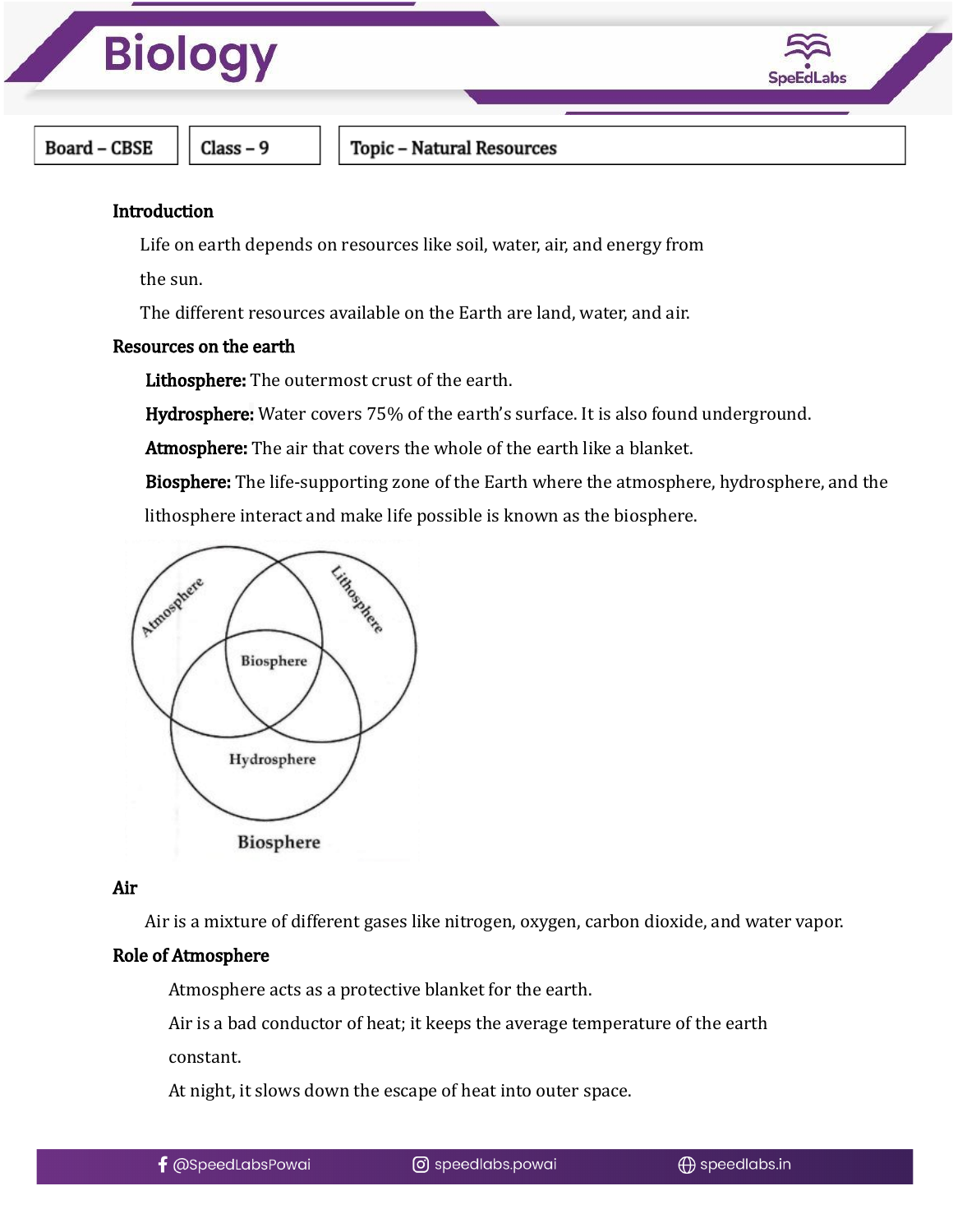| Board – CBSE | Class – 9 | Topic – Natural Resources |
|---|---|---|

## Introduction

Life on earth depends on resources like soil, water, air, and energy from the sun.

The different resources available on the Earth are land, water, and air.

## Resources on the earth

**Lithosphere:** The outermost crust of the earth.

**Hydrosphere:** Water covers 75% of the earth's surface. It is also found underground.

**Atmosphere:** The air that covers the whole of the earth like a blanket.

**Biosphere:** The life-supporting zone of the Earth where the atmosphere, hydrosphere, and the lithosphere interact and make life possible is known as the biosphere.

Atmosphere, Lithosphere, Biosphere, Hydrosphere

Biosphere

## Air

Air is a mixture of different gases like nitrogen, oxygen, carbon dioxide, and water vapor.

## Role of Atmosphere

Atmosphere acts as a protective blanket for the earth.

Air is a bad conductor of heat; it keeps the average temperature of the earth constant.

At night, it slows down the escape of heat into outer space.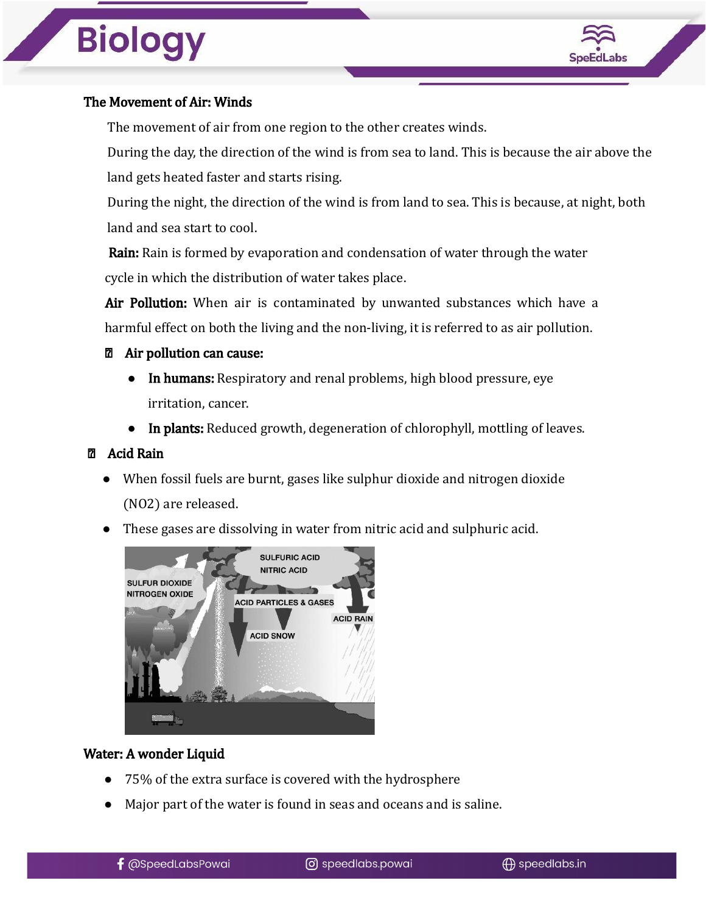## The Movement of Air: Winds

The movement of air from one region to the other creates winds.

During the day, the direction of the wind is from sea to land. This is because the air above the land gets heated faster and starts rising.

During the night, the direction of the wind is from land to sea. This is because, at night, both land and sea start to cool.

**Rain:** Rain is formed by evaporation and condensation of water through the water cycle in which the distribution of water takes place.

**Air Pollution:** When air is contaminated by unwanted substances which have a harmful effect on both the living and the non-living, it is referred to as air pollution.

- **Air pollution can cause:**
  - **In humans:** Respiratory and renal problems, high blood pressure, eye irritation, cancer.
  - **In plants:** Reduced growth, degeneration of chlorophyll, mottling of leaves.

- **Acid Rain**
  - When fossil fuels are burnt, gases like sulphur dioxide and nitrogen dioxide (NO2) are released.
  - These gases are dissolving in water from nitric acid and sulphuric acid.

## Water: A wonder Liquid

- 75% of the extra surface is covered with the hydrosphere
- Major part of the water is found in seas and oceans and is saline.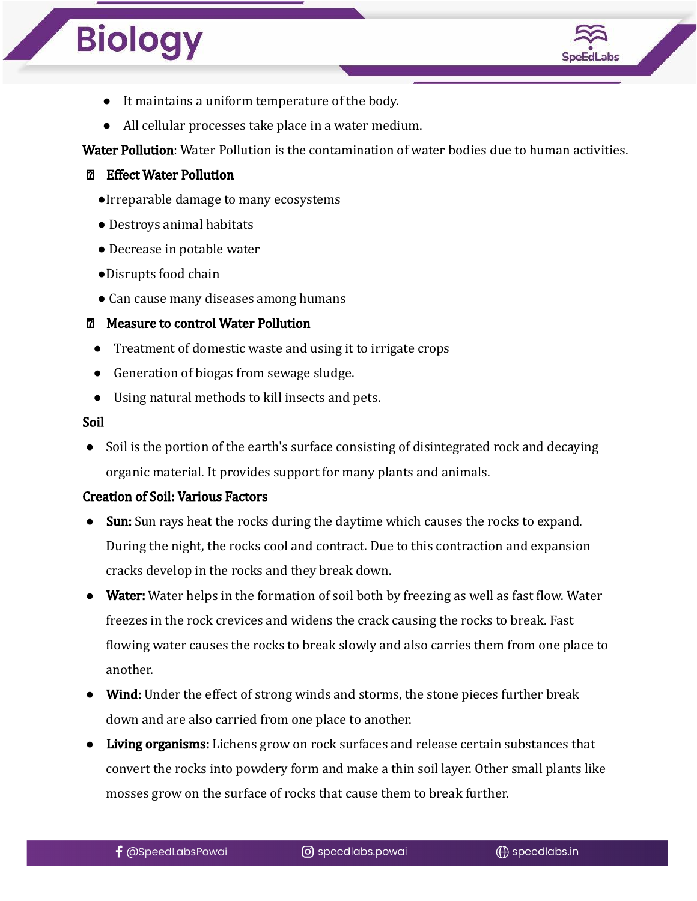- It maintains a uniform temperature of the body.
- All cellular processes take place in a water medium.

**Water Pollution**: Water Pollution is the contamination of water bodies due to human activities.

**Effect Water Pollution**

- Irreparable damage to many ecosystems
- Destroys animal habitats
- Decrease in potable water
- Disrupts food chain
- Can cause many diseases among humans

**Measure to control Water Pollution**

- Treatment of domestic waste and using it to irrigate crops
- Generation of biogas from sewage sludge.
- Using natural methods to kill insects and pets.

**Soil**

- Soil is the portion of the earth's surface consisting of disintegrated rock and decaying organic material. It provides support for many plants and animals.

**Creation of Soil: Various Factors**

- **Sun:** Sun rays heat the rocks during the daytime which causes the rocks to expand. During the night, the rocks cool and contract. Due to this contraction and expansion cracks develop in the rocks and they break down.
- **Water:** Water helps in the formation of soil both by freezing as well as fast flow. Water freezes in the rock crevices and widens the crack causing the rocks to break. Fast flowing water causes the rocks to break slowly and also carries them from one place to another.
- **Wind:** Under the effect of strong winds and storms, the stone pieces further break down and are also carried from one place to another.
- **Living organisms:** Lichens grow on rock surfaces and release certain substances that convert the rocks into powdery form and make a thin soil layer. Other small plants like mosses grow on the surface of rocks that cause them to break further.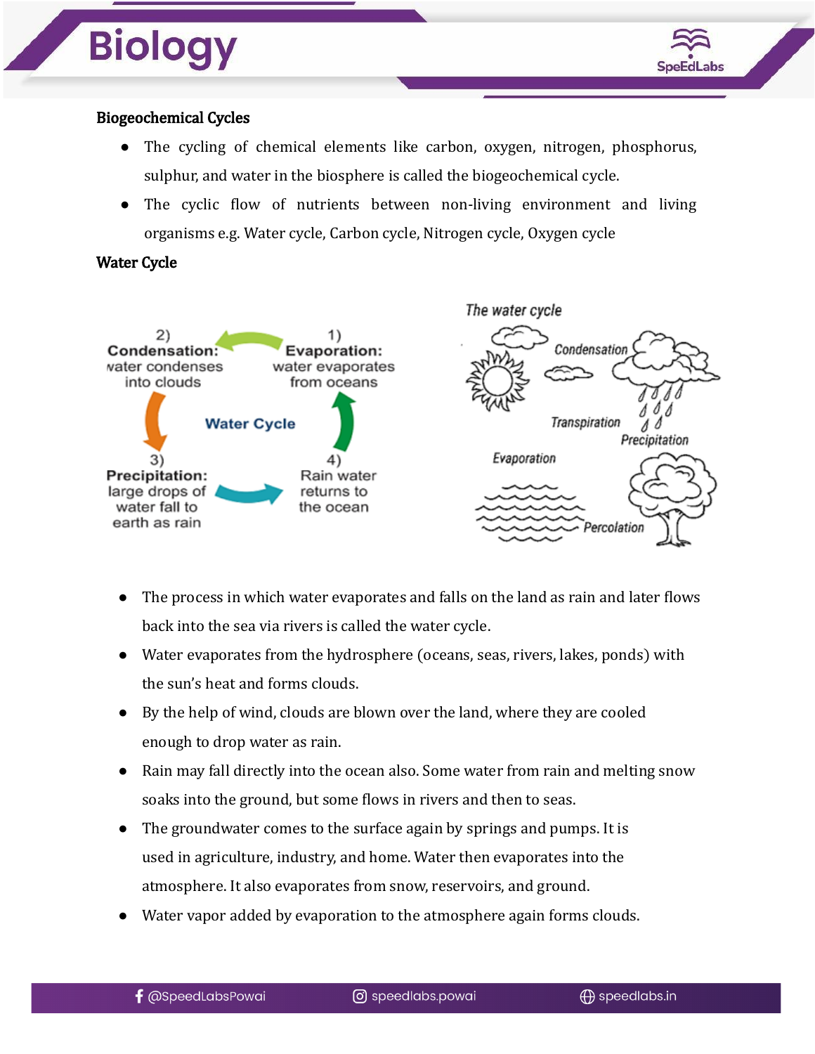## Biogeochemical Cycles

- The cycling of chemical elements like carbon, oxygen, nitrogen, phosphorus, sulphur, and water in the biosphere is called the biogeochemical cycle.
- The cyclic flow of nutrients between non-living environment and living organisms e.g. Water cycle, Carbon cycle, Nitrogen cycle, Oxygen cycle

## Water Cycle

- The process in which water evaporates and falls on the land as rain and later flows back into the sea via rivers is called the water cycle.
- Water evaporates from the hydrosphere (oceans, seas, rivers, lakes, ponds) with the sun's heat and forms clouds.
- By the help of wind, clouds are blown over the land, where they are cooled enough to drop water as rain.
- Rain may fall directly into the ocean also. Some water from rain and melting snow soaks into the ground, but some flows in rivers and then to seas.
- The groundwater comes to the surface again by springs and pumps. It is used in agriculture, industry, and home. Water then evaporates into the atmosphere. It also evaporates from snow, reservoirs, and ground.
- Water vapor added by evaporation to the atmosphere again forms clouds.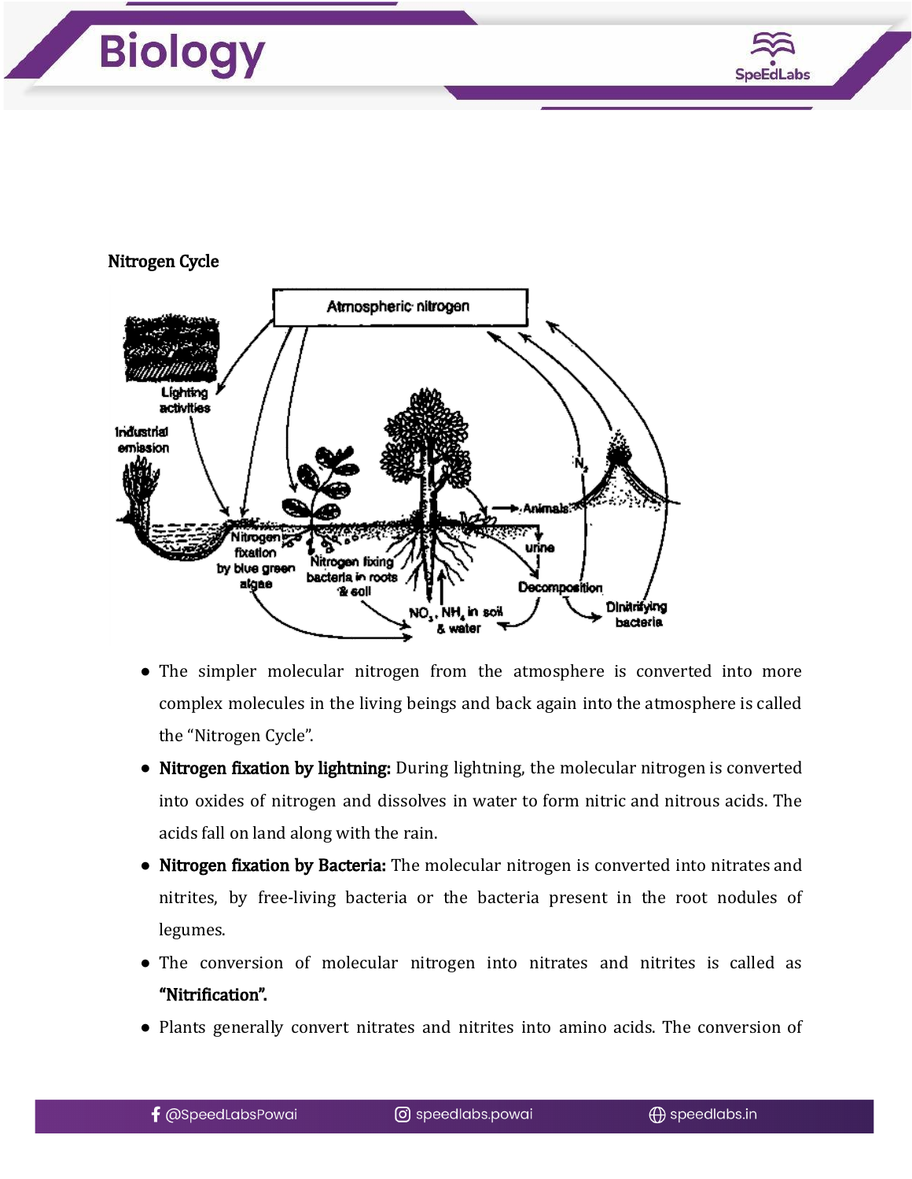Nitrogen Cycle

- The simpler molecular nitrogen from the atmosphere is converted into more complex molecules in the living beings and back again into the atmosphere is called the "Nitrogen Cycle".
- **Nitrogen fixation by lightning:** During lightning, the molecular nitrogen is converted into oxides of nitrogen and dissolves in water to form nitric and nitrous acids. The acids fall on land along with the rain.
- **Nitrogen fixation by Bacteria:** The molecular nitrogen is converted into nitrates and nitrites, by free-living bacteria or the bacteria present in the root nodules of legumes.
- The conversion of molecular nitrogen into nitrates and nitrites is called as **"Nitrification".**
- Plants generally convert nitrates and nitrites into amino acids. The conversion of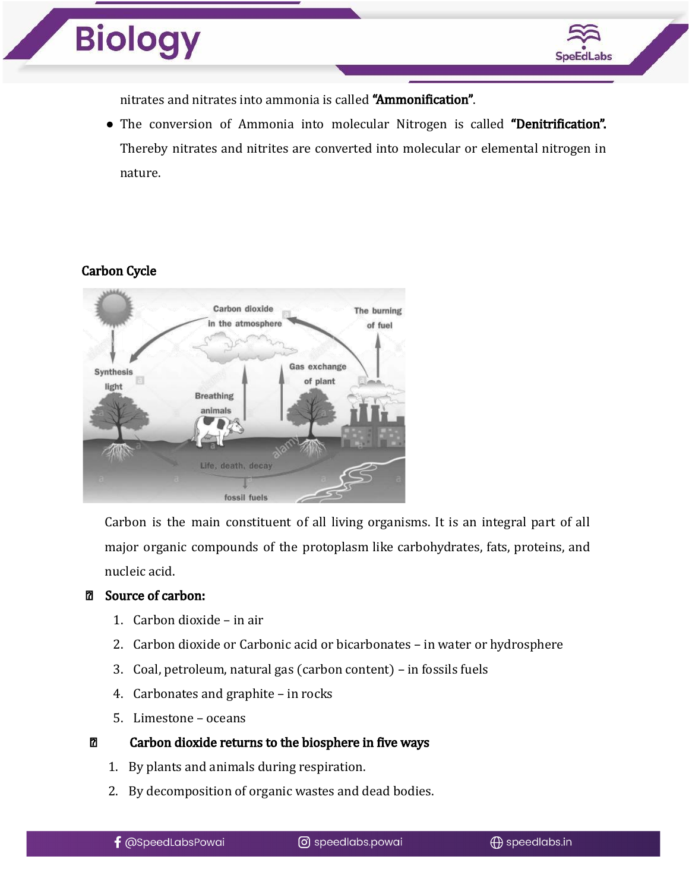nitrates and nitrates into ammonia is called **"Ammonification"**.

- The conversion of Ammonia into molecular Nitrogen is called **"Denitrification".** Thereby nitrates and nitrites are converted into molecular or elemental nitrogen in nature.

## Carbon Cycle

Carbon is the main constituent of all living organisms. It is an integral part of all major organic compounds of the protoplasm like carbohydrates, fats, proteins, and nucleic acid.

- **Source of carbon:**
  1. Carbon dioxide – in air
  2. Carbon dioxide or Carbonic acid or bicarbonates – in water or hydrosphere
  3. Coal, petroleum, natural gas (carbon content) – in fossils fuels
  4. Carbonates and graphite – in rocks
  5. Limestone – oceans

- **Carbon dioxide returns to the biosphere in five ways**
  1. By plants and animals during respiration.
  2. By decomposition of organic wastes and dead bodies.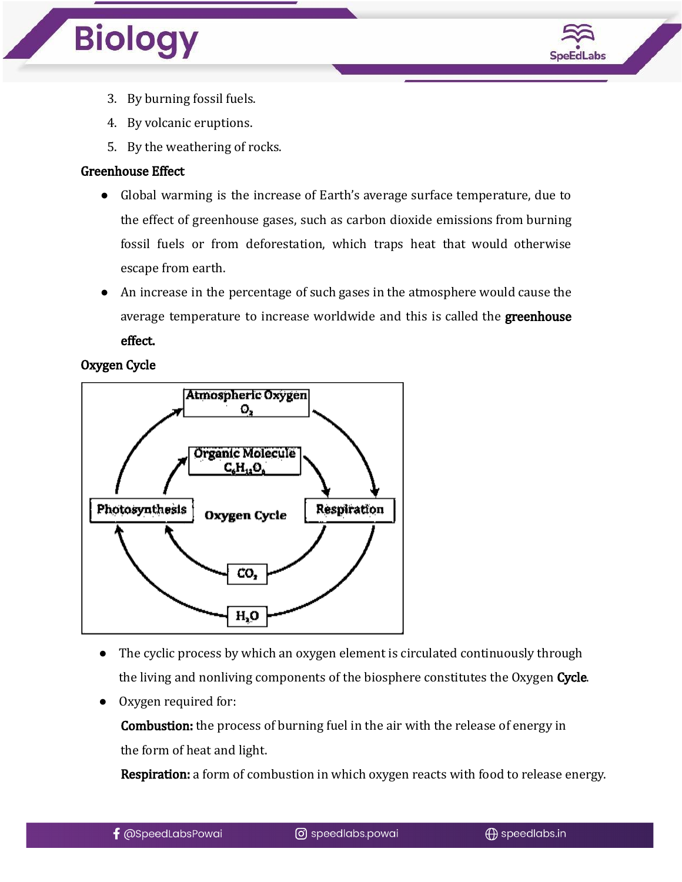3. By burning fossil fuels.
4. By volcanic eruptions.
5. By the weathering of rocks.

**Greenhouse Effect**

- Global warming is the increase of Earth's average surface temperature, due to the effect of greenhouse gases, such as carbon dioxide emissions from burning fossil fuels or from deforestation, which traps heat that would otherwise escape from earth.
- An increase in the percentage of such gases in the atmosphere would cause the average temperature to increase worldwide and this is called the **greenhouse effect.**

**Oxygen Cycle**

- The cyclic process by which an oxygen element is circulated continuously through the living and nonliving components of the biosphere constitutes the Oxygen **Cycle**.
- Oxygen required for:

  **Combustion:** the process of burning fuel in the air with the release of energy in the form of heat and light.

  **Respiration:** a form of combustion in which oxygen reacts with food to release energy.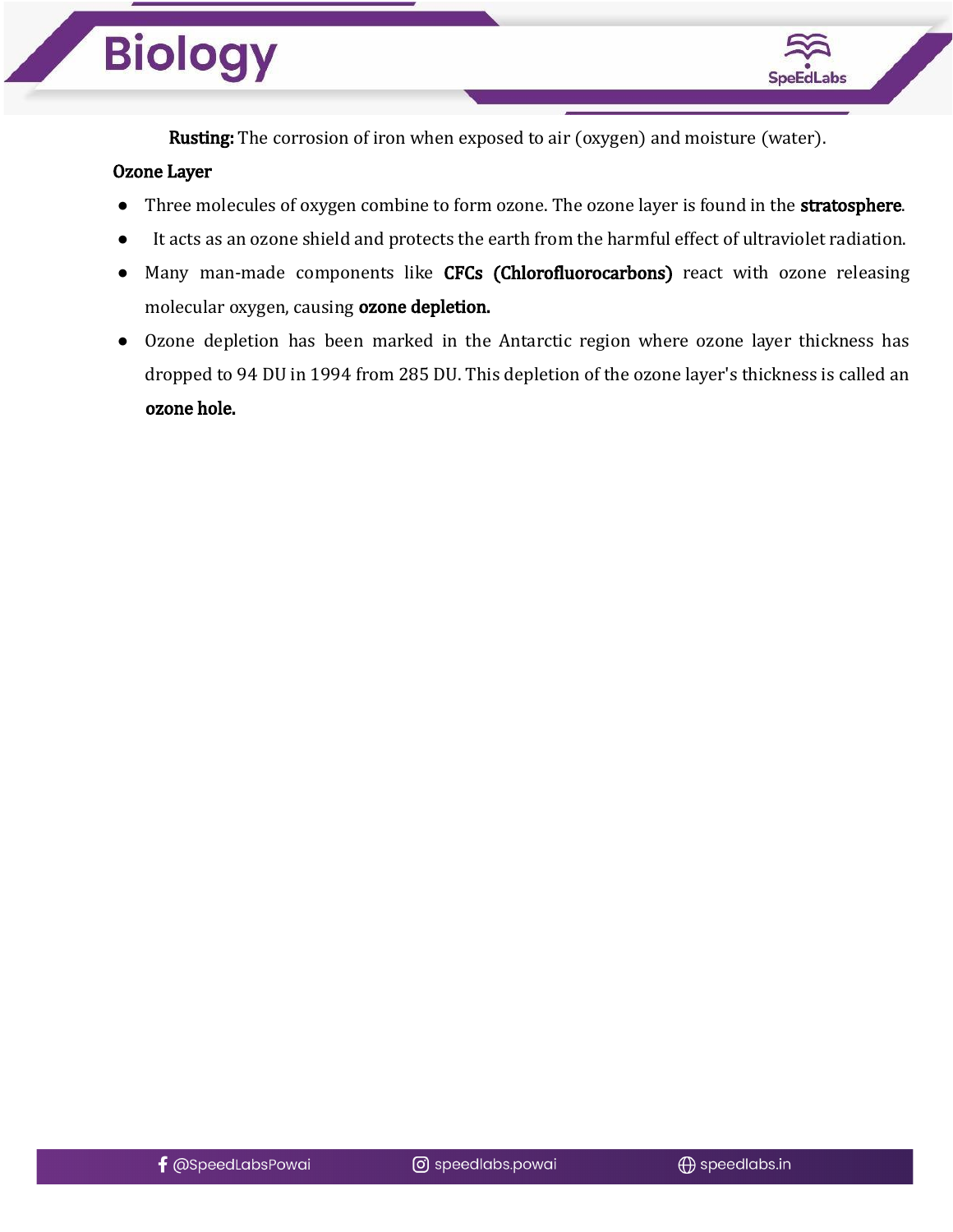**Rusting:** The corrosion of iron when exposed to air (oxygen) and moisture (water).

**Ozone Layer**

- Three molecules of oxygen combine to form ozone. The ozone layer is found in the **stratosphere**.
- It acts as an ozone shield and protects the earth from the harmful effect of ultraviolet radiation.
- Many man-made components like **CFCs (Chlorofluorocarbons)** react with ozone releasing molecular oxygen, causing **ozone depletion.**
- Ozone depletion has been marked in the Antarctic region where ozone layer thickness has dropped to 94 DU in 1994 from 285 DU. This depletion of the ozone layer's thickness is called an **ozone hole.**